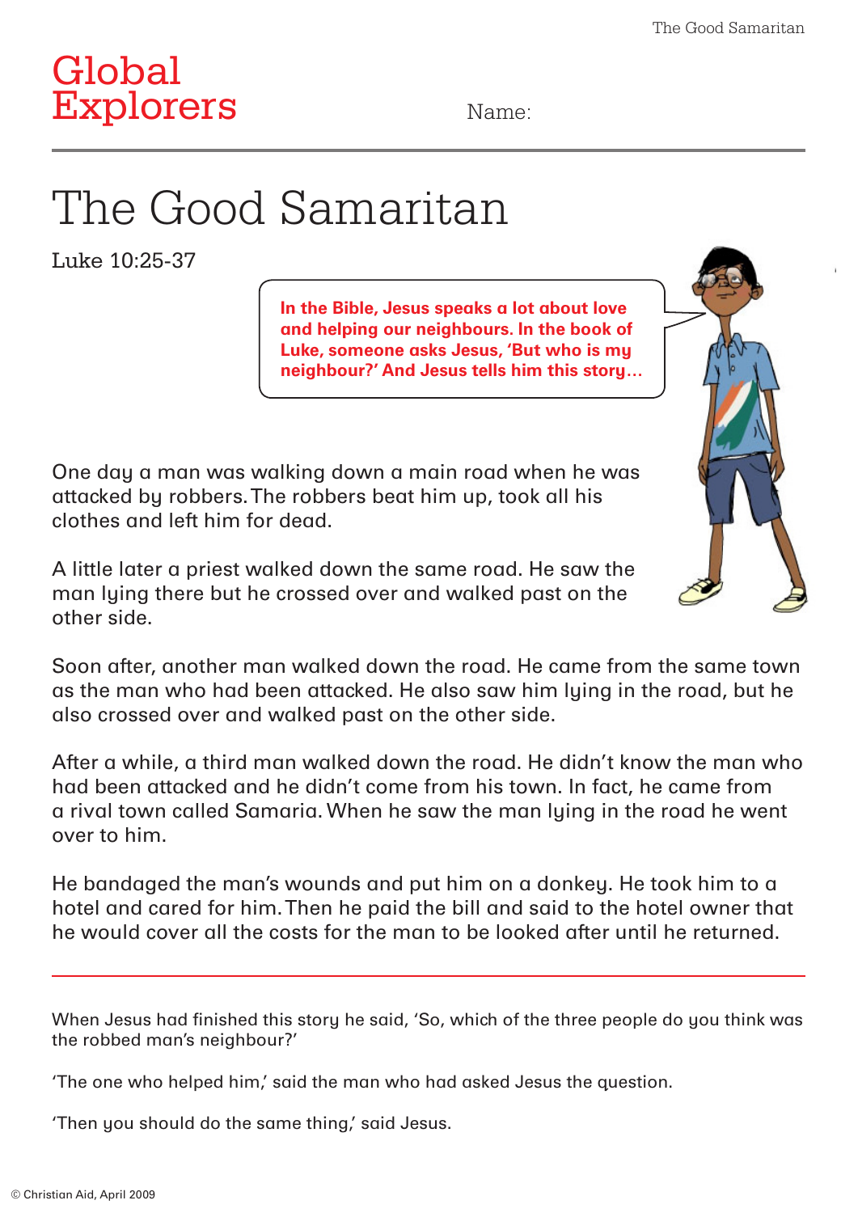Global Explorers

Name:

# The Good Samaritan

Luke 10:25-37

**In the Bible, Jesus speaks a lot about love and helping our neighbours. In the book of Luke, someone asks Jesus, 'But who is my neighbour?' And Jesus tells him this story…**

One day a man was walking down a main road when he was attacked by robbers. The robbers beat him up, took all his clothes and left him for dead.

A little later a priest walked down the same road. He saw the man lying there but he crossed over and walked past on the other side.

Soon after, another man walked down the road. He came from the same town as the man who had been attacked. He also saw him lying in the road, but he also crossed over and walked past on the other side.

After a while, a third man walked down the road. He didn't know the man who had been attacked and he didn't come from his town. In fact, he came from a rival town called Samaria. When he saw the man lying in the road he went over to him.

He bandaged the man's wounds and put him on a donkey. He took him to a hotel and cared for him. Then he paid the bill and said to the hotel owner that he would cover all the costs for the man to be looked after until he returned.

---

When Jesus had finished this story he said, 'So, which of the three people do you think was the robbed man's neighbour?'

'The one who helped him,' said the man who had asked Jesus the question.

'Then you should do the same thing,' said Jesus.

© Christian Aid, April 2009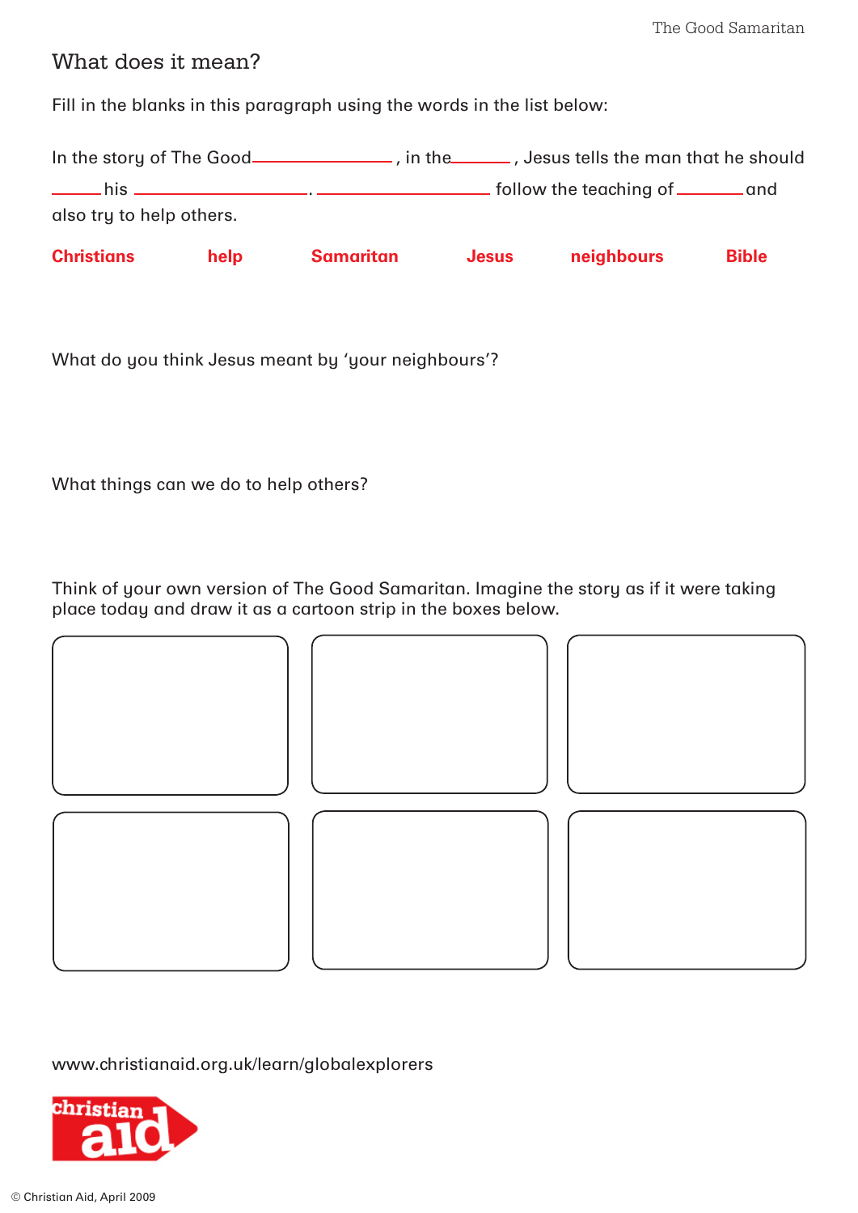## What does it mean?

Fill in the blanks in this paragraph using the words in the list below:

In the story of The Good _______________ , in the _______ , Jesus tells the man that he should _____ his _________________. _________________ follow the teaching of _______ and also try to help others.

**Christians** **help** **Samaritan** **Jesus** **neighbours** **Bible**

What do you think Jesus meant by 'your neighbours'?

What things can we do to help others?

Think of your own version of The Good Samaritan. Imagine the story as if it were taking place today and draw it as a cartoon strip in the boxes below.

www.christianaid.org.uk/learn/globalexplorers

christian aid

© Christian Aid, April 2009